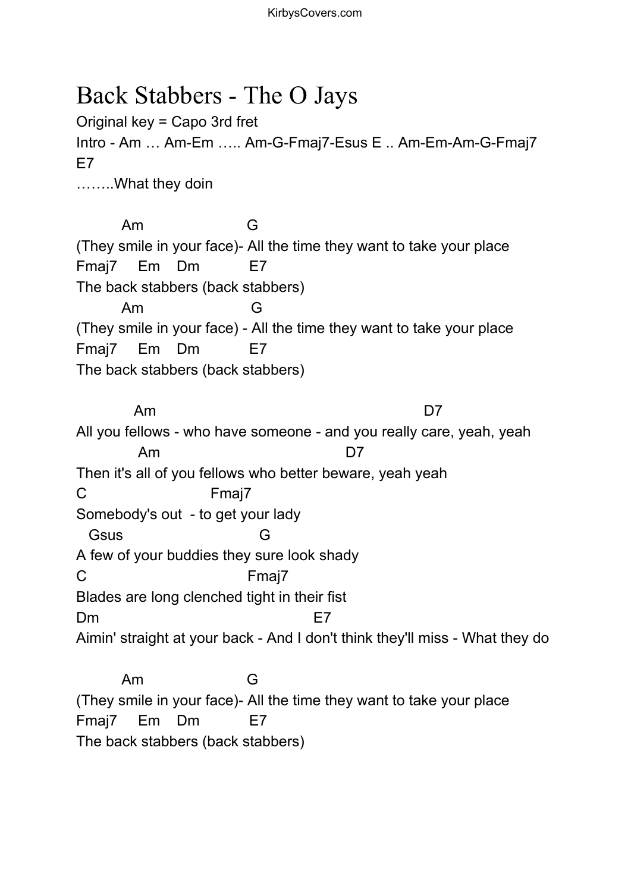# Back Stabbers - The O Jays

Original key = Capo 3rd fret

Intro - Am … Am-Em ….. Am-G-Fmaj7-Esus E .. Am-Em-Am-G-Fmaj7 E7

……..What they doin

```
         Am                     G
(They smile in your face)- All the time they want to take your place
Fmaj7     Em    Dm            E7
The back stabbers (back stabbers)
         Am                      G
(They smile in your face) - All the time they want to take your place
Fmaj7     Em    Dm            E7
The back stabbers (back stabbers)

            Am                                                   D7
All you fellows - who have someone - and you really care, yeah, yeah
             Am                                   D7
Then it's all of you fellows who better beware, yeah yeah
C                          Fmaj7
Somebody's out  - to get your lady
   Gsus                          G
A few of your buddies they sure look shady
C                                   Fmaj7
Blades are long clenched tight in their fist
Dm                                     E7
Aimin' straight at your back - And I don't think they'll miss - What they do

         Am                     G
(They smile in your face)- All the time they want to take your place
Fmaj7     Em    Dm            E7
The back stabbers (back stabbers)
```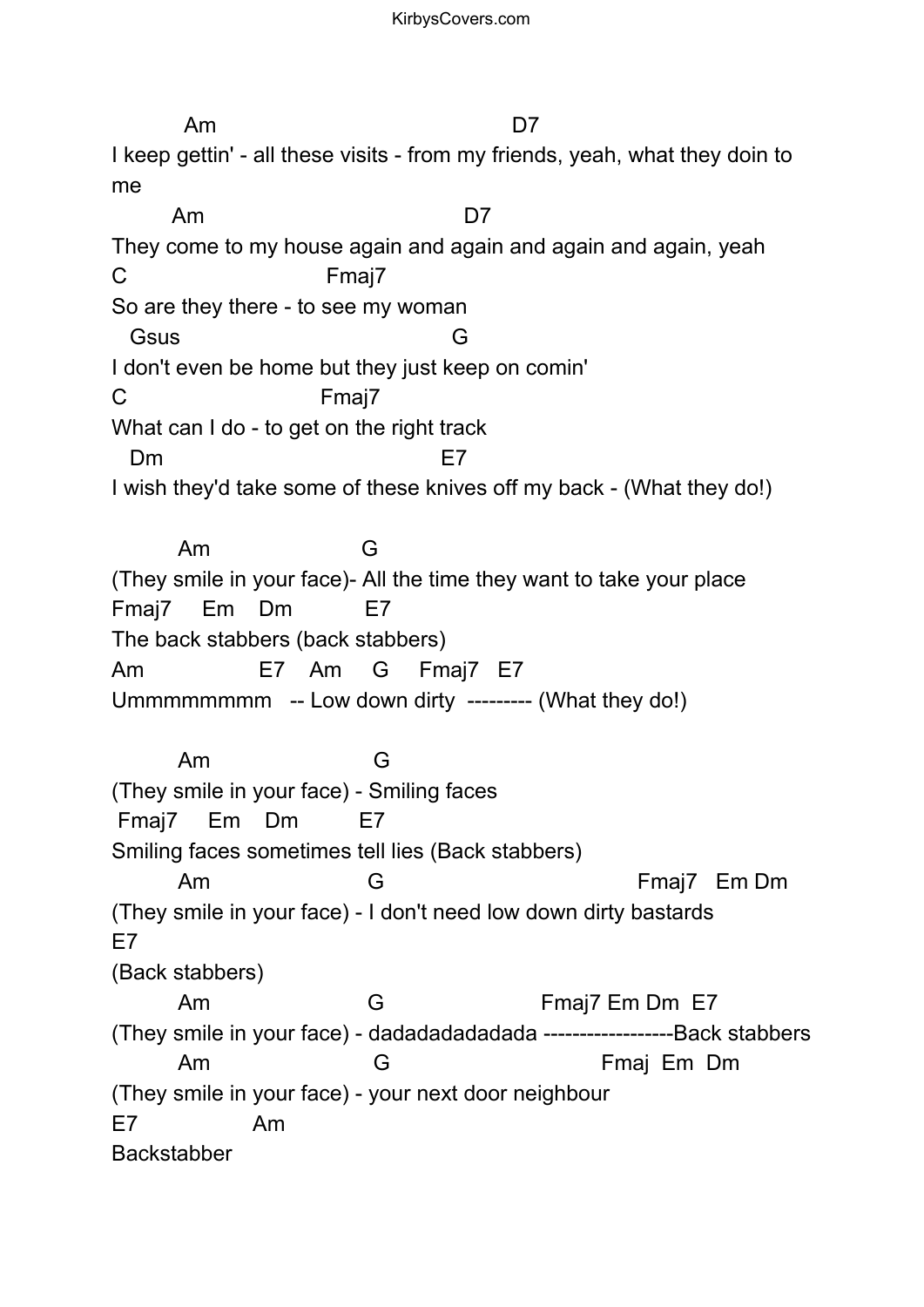```
           Am                                    D7
I keep gettin' - all these visits - from my friends, yeah, what they doin to
me
         Am                               D7
They come to my house again and again and again and again, yeah
C                          Fmaj7
So are they there - to see my woman
   Gsus                              G
I don't even be home but they just keep on comin'
C                         Fmaj7
What can I do - to get on the right track
   Dm                               E7
I wish they'd take some of these knives off my back - (What they do!)

          Am                  G
(They smile in your face)- All the time they want to take your place
Fmaj7     Em    Dm          E7
The back stabbers (back stabbers)
Am                E7    Am     G     Fmaj7   E7
Ummmmmmmm   -- Low down dirty  --------- (What they do!)

          Am                    G
(They smile in your face) - Smiling faces
 Fmaj7     Em    Dm        E7
Smiling faces sometimes tell lies (Back stabbers)
          Am                  G                               Fmaj7   Em Dm
(They smile in your face) - I don't need low down dirty bastards
E7
(Back stabbers)
          Am                  G                    Fmaj7 Em Dm  E7
(They smile in your face) - dadadadadadada -----------------Back stabbers
          Am                    G                          Fmaj  Em  Dm
(They smile in your face) - your next door neighbour
E7               Am
Backstabber
```